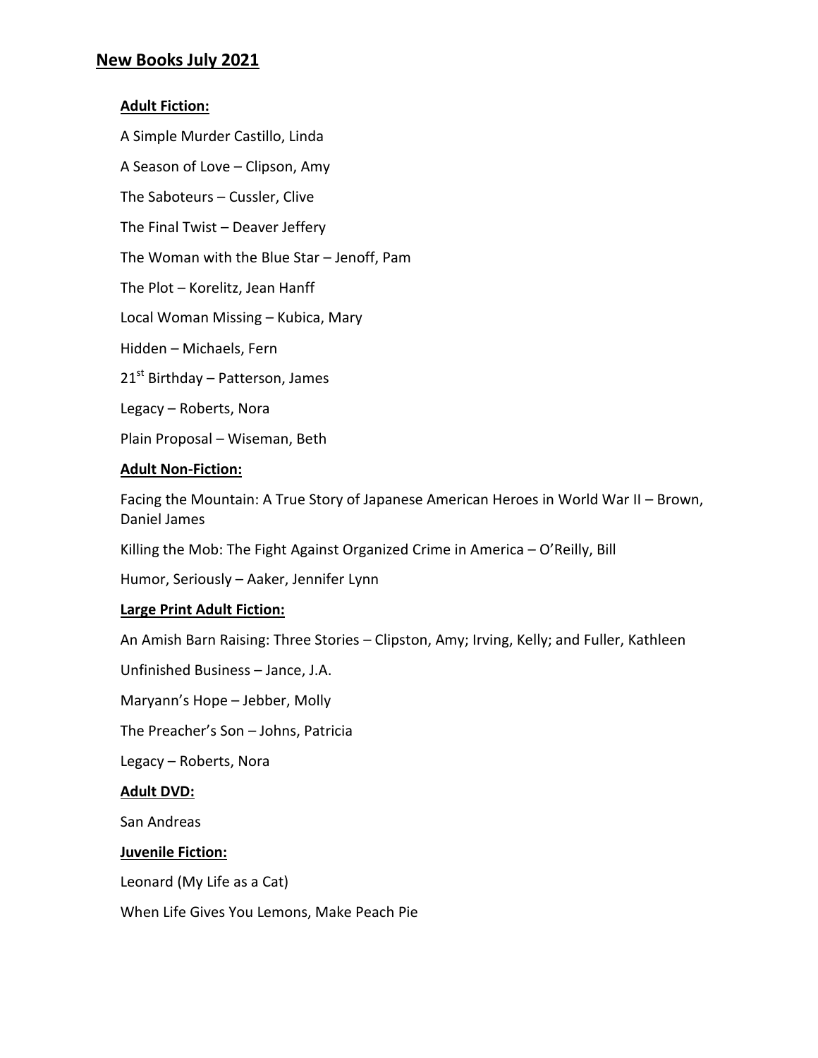# New Books July 2021

## Adult Fiction:

A Simple Murder Castillo, Linda

A Season of Love – Clipson, Amy

The Saboteurs – Cussler, Clive

The Final Twist – Deaver Jeffery

The Woman with the Blue Star – Jenoff, Pam

The Plot – Korelitz, Jean Hanff

Local Woman Missing – Kubica, Mary

Hidden – Michaels, Fern

21st Birthday – Patterson, James

Legacy – Roberts, Nora

Plain Proposal – Wiseman, Beth

## Adult Non-Fiction:

Facing the Mountain: A True Story of Japanese American Heroes in World War II – Brown, Daniel James

Killing the Mob: The Fight Against Organized Crime in America – O'Reilly, Bill

Humor, Seriously – Aaker, Jennifer Lynn

## Large Print Adult Fiction:

An Amish Barn Raising: Three Stories – Clipston, Amy; Irving, Kelly; and Fuller, Kathleen

Unfinished Business – Jance, J.A.

Maryann's Hope – Jebber, Molly

The Preacher's Son – Johns, Patricia

Legacy – Roberts, Nora

## Adult DVD:

San Andreas

## Juvenile Fiction:

Leonard (My Life as a Cat)

When Life Gives You Lemons, Make Peach Pie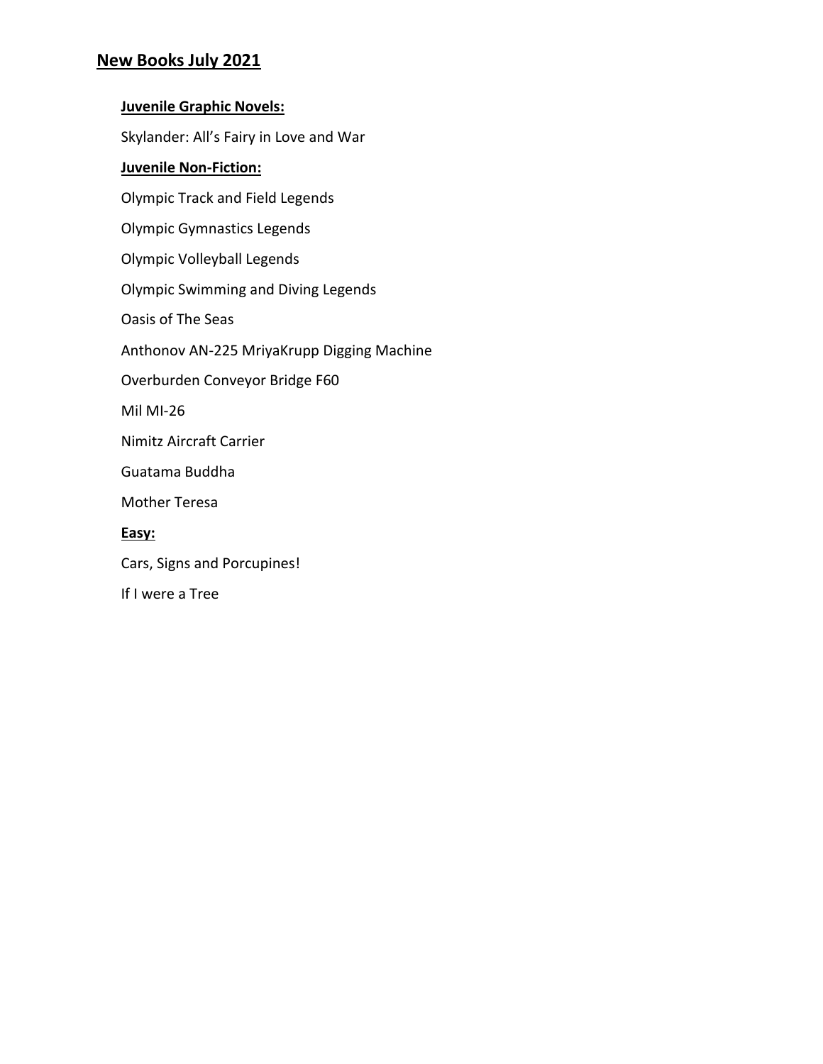## New Books July 2021

**Juvenile Graphic Novels:**

Skylander: All's Fairy in Love and War

**Juvenile Non-Fiction:**

Olympic Track and Field Legends

Olympic Gymnastics Legends

Olympic Volleyball Legends

Olympic Swimming and Diving Legends

Oasis of The Seas

Anthonov AN-225 MriyaKrupp Digging Machine

Overburden Conveyor Bridge F60

Mil MI-26

Nimitz Aircraft Carrier

Guatama Buddha

Mother Teresa

**Easy:**

Cars, Signs and Porcupines!

If I were a Tree